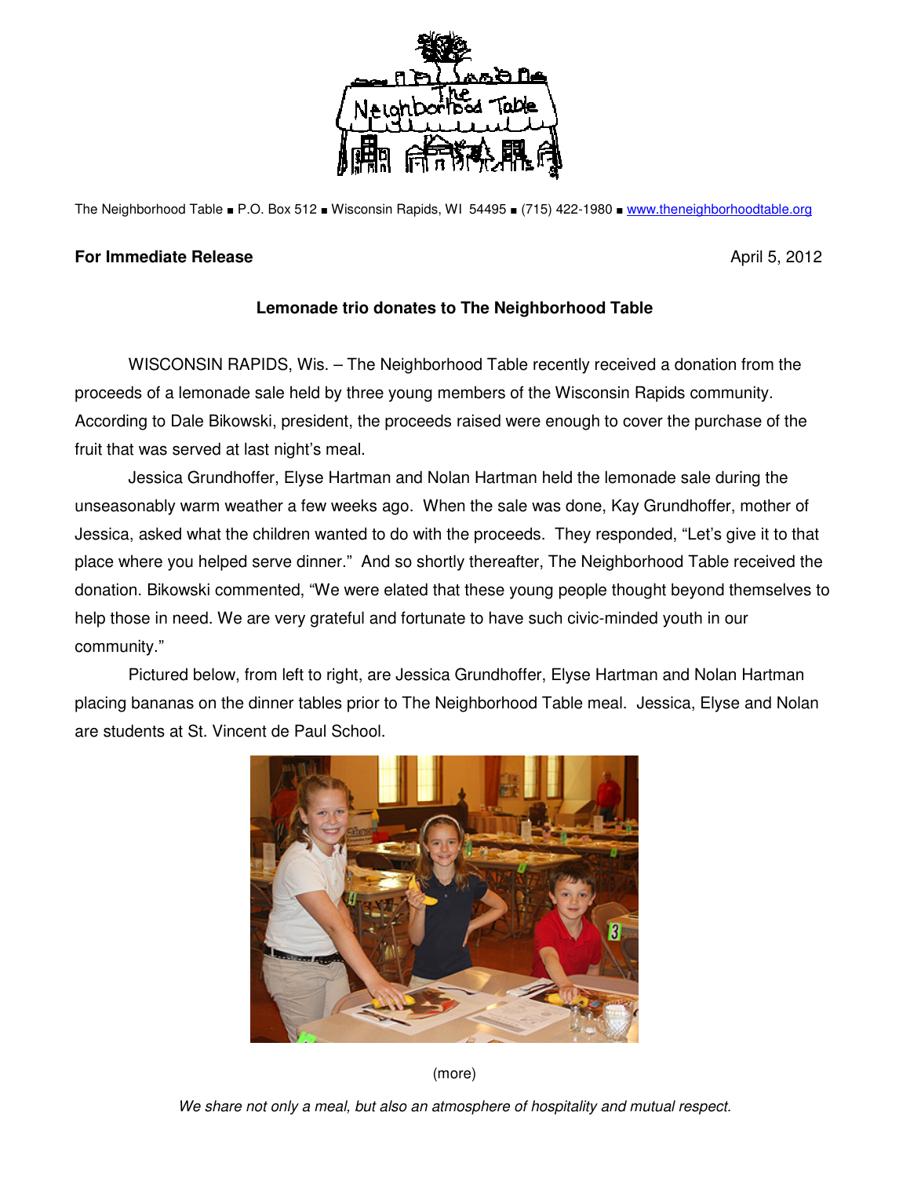The Neighborhood Table ■ P.O. Box 512 ■ Wisconsin Rapids, WI 54495 ■ (715) 422-1980 ■ www.theneighborhoodtable.org

**For Immediate Release** April 5, 2012

**Lemonade trio donates to The Neighborhood Table**

WISCONSIN RAPIDS, Wis. – The Neighborhood Table recently received a donation from the proceeds of a lemonade sale held by three young members of the Wisconsin Rapids community. According to Dale Bikowski, president, the proceeds raised were enough to cover the purchase of the fruit that was served at last night's meal.

Jessica Grundhoffer, Elyse Hartman and Nolan Hartman held the lemonade sale during the unseasonably warm weather a few weeks ago. When the sale was done, Kay Grundhoffer, mother of Jessica, asked what the children wanted to do with the proceeds. They responded, "Let's give it to that place where you helped serve dinner." And so shortly thereafter, The Neighborhood Table received the donation. Bikowski commented, "We were elated that these young people thought beyond themselves to help those in need. We are very grateful and fortunate to have such civic-minded youth in our community."

Pictured below, from left to right, are Jessica Grundhoffer, Elyse Hartman and Nolan Hartman placing bananas on the dinner tables prior to The Neighborhood Table meal. Jessica, Elyse and Nolan are students at St. Vincent de Paul School.

(more)

*We share not only a meal, but also an atmosphere of hospitality and mutual respect.*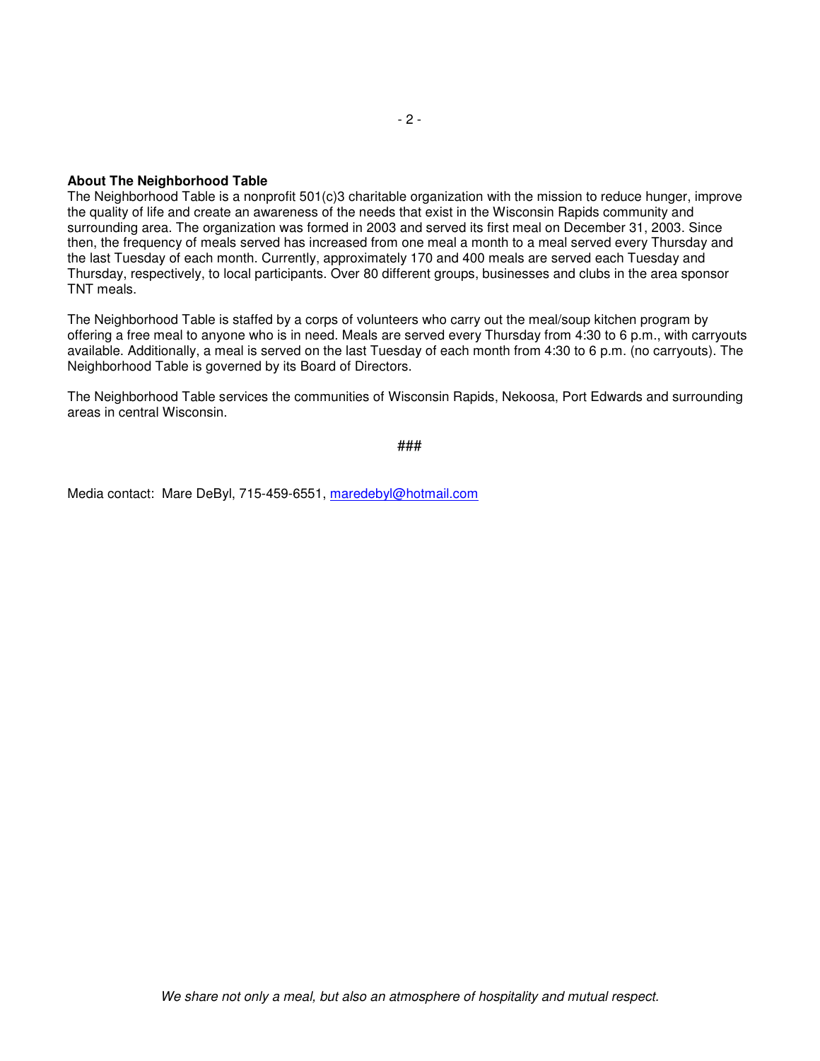**About The Neighborhood Table**

The Neighborhood Table is a nonprofit 501(c)3 charitable organization with the mission to reduce hunger, improve the quality of life and create an awareness of the needs that exist in the Wisconsin Rapids community and surrounding area. The organization was formed in 2003 and served its first meal on December 31, 2003. Since then, the frequency of meals served has increased from one meal a month to a meal served every Thursday and the last Tuesday of each month. Currently, approximately 170 and 400 meals are served each Tuesday and Thursday, respectively, to local participants. Over 80 different groups, businesses and clubs in the area sponsor TNT meals.

The Neighborhood Table is staffed by a corps of volunteers who carry out the meal/soup kitchen program by offering a free meal to anyone who is in need. Meals are served every Thursday from 4:30 to 6 p.m., with carryouts available. Additionally, a meal is served on the last Tuesday of each month from 4:30 to 6 p.m. (no carryouts). The Neighborhood Table is governed by its Board of Directors.

The Neighborhood Table services the communities of Wisconsin Rapids, Nekoosa, Port Edwards and surrounding areas in central Wisconsin.

###

Media contact: Mare DeByl, 715-459-6551, maredebyl@hotmail.com

*We share not only a meal, but also an atmosphere of hospitality and mutual respect.*